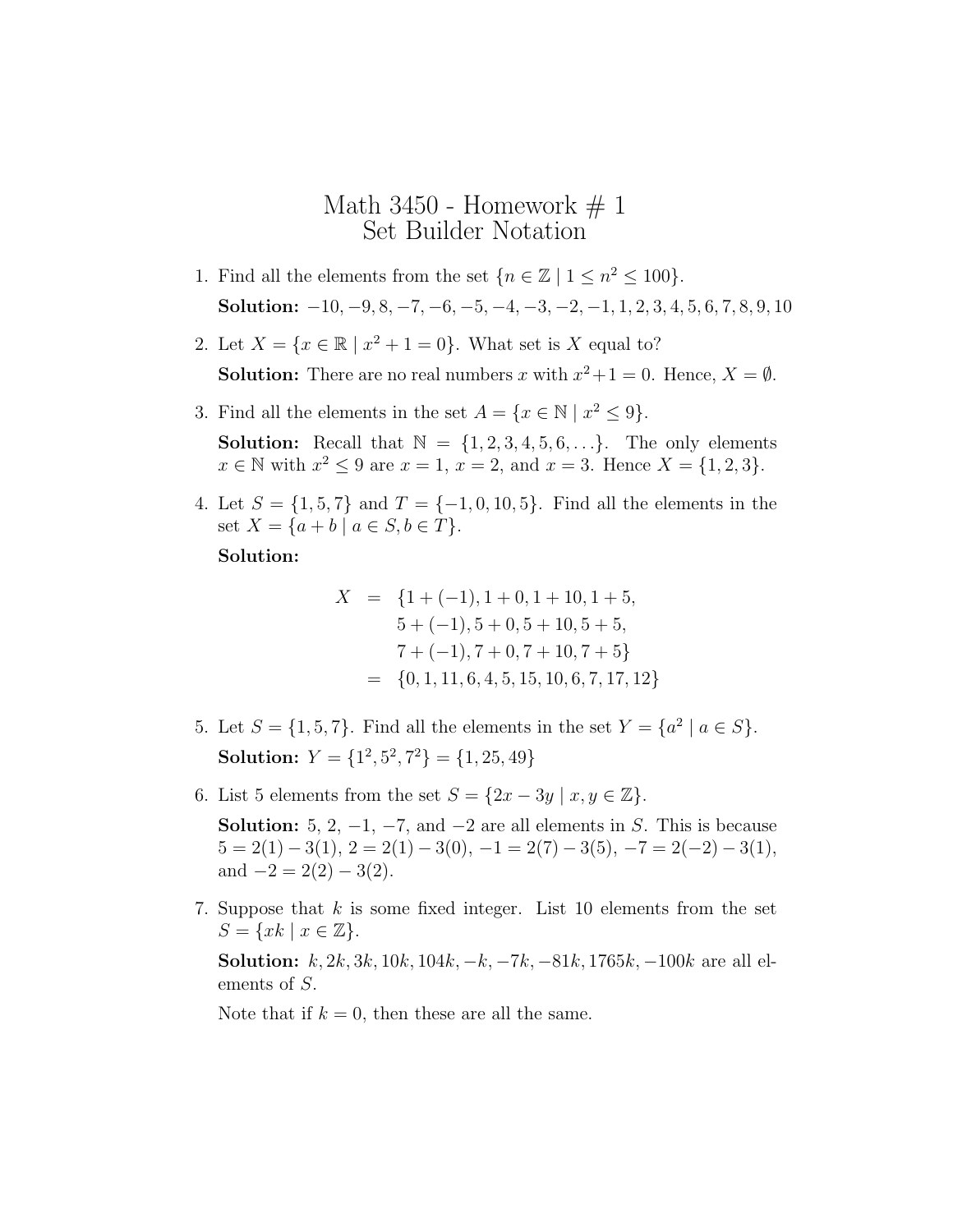# Math 3450 - Homework # 1
## Set Builder Notation

1. Find all the elements from the set $\{n \in \mathbb{Z} \mid 1 \leq n^2 \leq 100\}$.

   **Solution:** $-10, -9, 8, -7, -6, -5, -4, -3, -2, -1, 1, 2, 3, 4, 5, 6, 7, 8, 9, 10$

2. Let $X = \{x \in \mathbb{R} \mid x^2 + 1 = 0\}$. What set is $X$ equal to?

   **Solution:** There are no real numbers $x$ with $x^2+1 = 0$. Hence, $X = \emptyset$.

3. Find all the elements in the set $A = \{x \in \mathbb{N} \mid x^2 \leq 9\}$.

   **Solution:** Recall that $\mathbb{N} = \{1, 2, 3, 4, 5, 6, \ldots\}$. The only elements $x \in \mathbb{N}$ with $x^2 \leq 9$ are $x = 1$, $x = 2$, and $x = 3$. Hence $X = \{1, 2, 3\}$.

4. Let $S = \{1, 5, 7\}$ and $T = \{-1, 0, 10, 5\}$. Find all the elements in the set $X = \{a + b \mid a \in S, b \in T\}$.

   **Solution:**

$$\begin{aligned} X &= \{1 + (-1), 1 + 0, 1 + 10, 1 + 5, \\ &\quad 5 + (-1), 5 + 0, 5 + 10, 5 + 5, \\ &\quad 7 + (-1), 7 + 0, 7 + 10, 7 + 5\} \\ &= \{0, 1, 11, 6, 4, 5, 15, 10, 6, 7, 17, 12\} \end{aligned}$$

5. Let $S = \{1, 5, 7\}$. Find all the elements in the set $Y = \{a^2 \mid a \in S\}$.

   **Solution:** $Y = \{1^2, 5^2, 7^2\} = \{1, 25, 49\}$

6. List 5 elements from the set $S = \{2x - 3y \mid x, y \in \mathbb{Z}\}$.

   **Solution:** 5, 2, $-1$, $-7$, and $-2$ are all elements in $S$. This is because $5 = 2(1) - 3(1)$, $2 = 2(1) - 3(0)$, $-1 = 2(7) - 3(5)$, $-7 = 2(-2) - 3(1)$, and $-2 = 2(2) - 3(2)$.

7. Suppose that $k$ is some fixed integer. List 10 elements from the set $S = \{xk \mid x \in \mathbb{Z}\}$.

   **Solution:** $k, 2k, 3k, 10k, 104k, -k, -7k, -81k, 1765k, -100k$ are all elements of $S$.

   Note that if $k = 0$, then these are all the same.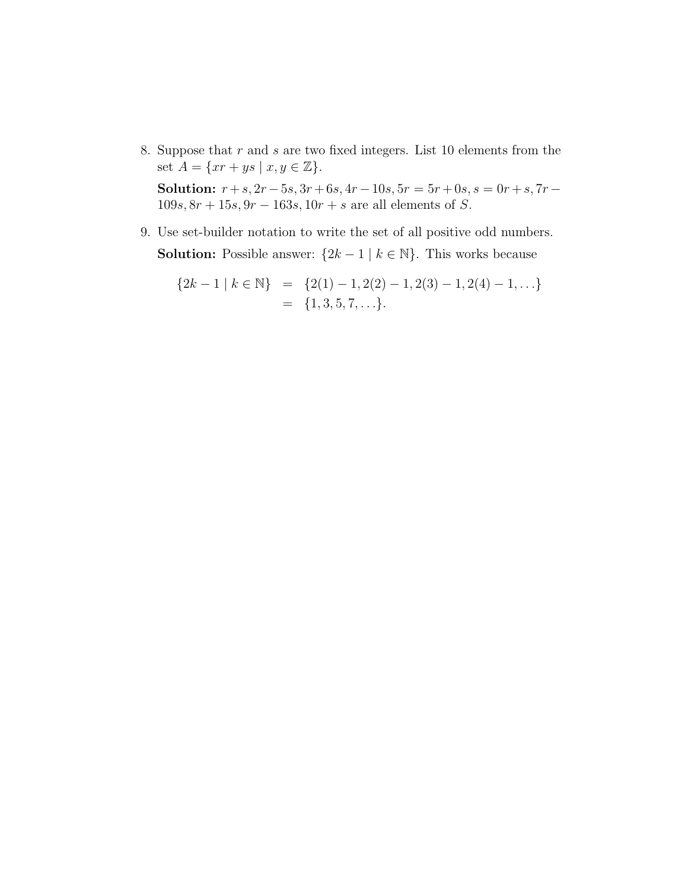8. Suppose that $r$ and $s$ are two fixed integers. List 10 elements from the set $A = \{xr + ys \mid x, y \in \mathbb{Z}\}$.

   **Solution:** $r+s, 2r-5s, 3r+6s, 4r-10s, 5r = 5r+0s, s = 0r+s, 7r-109s, 8r+15s, 9r-163s, 10r+s$ are all elements of $S$.

9. Use set-builder notation to write the set of all positive odd numbers.

   **Solution:** Possible answer: $\{2k-1 \mid k \in \mathbb{N}\}$. This works because

$$\begin{aligned}
\{2k-1 \mid k \in \mathbb{N}\} &= \{2(1)-1, 2(2)-1, 2(3)-1, 2(4)-1, \ldots\} \\
&= \{1, 3, 5, 7, \ldots\}.
\end{aligned}$$